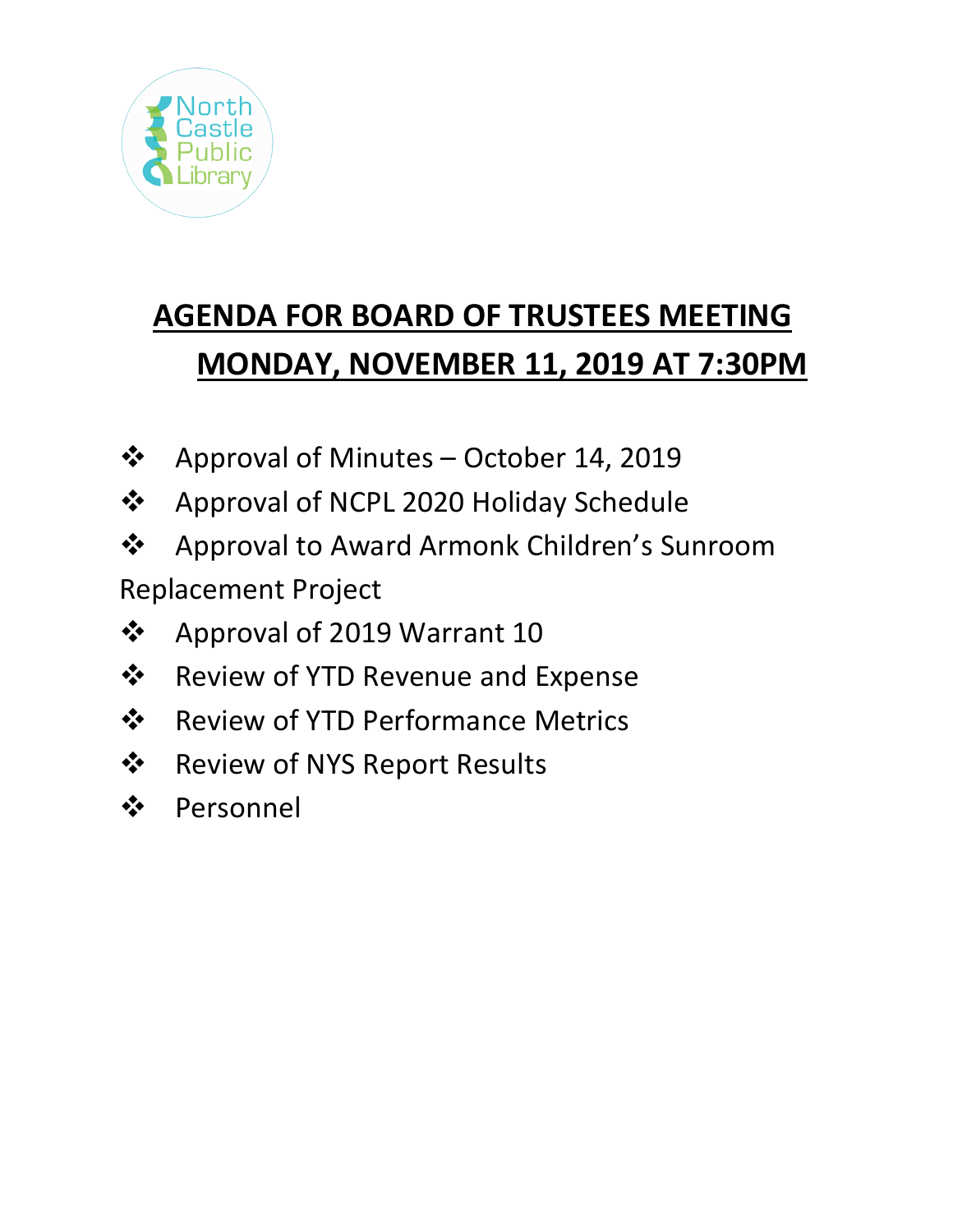# AGENDA FOR BOARD OF TRUSTEES MEETING
# MONDAY, NOVEMBER 11, 2019 AT 7:30PM

- Approval of Minutes – October 14, 2019
- Approval of NCPL 2020 Holiday Schedule
- Approval to Award Armonk Children's Sunroom Replacement Project
- Approval of 2019 Warrant 10
- Review of YTD Revenue and Expense
- Review of YTD Performance Metrics
- Review of NYS Report Results
- Personnel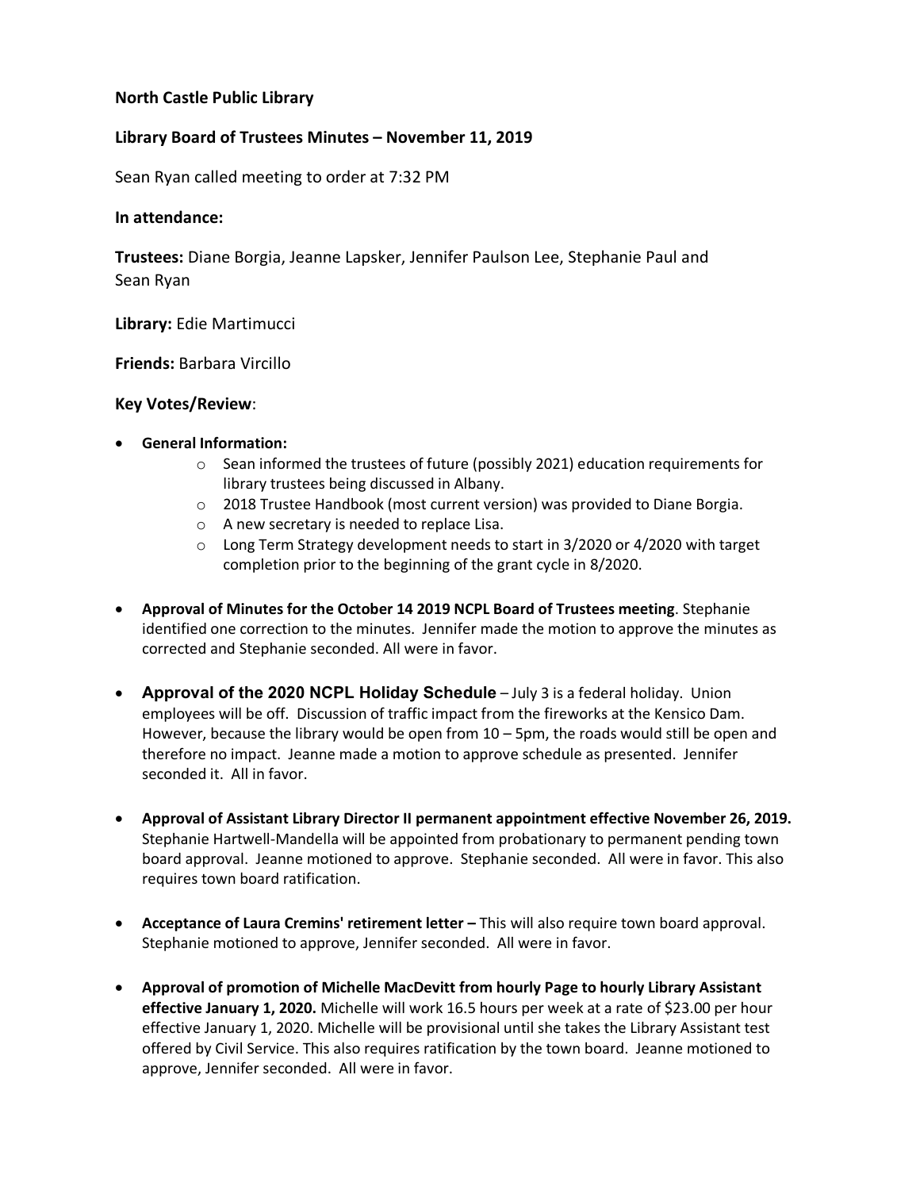**North Castle Public Library**

**Library Board of Trustees Minutes – November 11, 2019**

Sean Ryan called meeting to order at 7:32 PM

**In attendance:**

**Trustees:** Diane Borgia, Jeanne Lapsker, Jennifer Paulson Lee, Stephanie Paul and Sean Ryan

**Library:** Edie Martimucci

**Friends:** Barbara Vircillo

**Key Votes/Review**:

- **General Information:**
  - Sean informed the trustees of future (possibly 2021) education requirements for library trustees being discussed in Albany.
  - 2018 Trustee Handbook (most current version) was provided to Diane Borgia.
  - A new secretary is needed to replace Lisa.
  - Long Term Strategy development needs to start in 3/2020 or 4/2020 with target completion prior to the beginning of the grant cycle in 8/2020.
- **Approval of Minutes for the October 14 2019 NCPL Board of Trustees meeting**. Stephanie identified one correction to the minutes. Jennifer made the motion to approve the minutes as corrected and Stephanie seconded. All were in favor.
- **Approval of the 2020 NCPL Holiday Schedule** – July 3 is a federal holiday. Union employees will be off. Discussion of traffic impact from the fireworks at the Kensico Dam. However, because the library would be open from 10 – 5pm, the roads would still be open and therefore no impact. Jeanne made a motion to approve schedule as presented. Jennifer seconded it. All in favor.
- **Approval of Assistant Library Director II permanent appointment effective November 26, 2019.** Stephanie Hartwell-Mandella will be appointed from probationary to permanent pending town board approval. Jeanne motioned to approve. Stephanie seconded. All were in favor. This also requires town board ratification.
- **Acceptance of Laura Cremins' retirement letter –** This will also require town board approval. Stephanie motioned to approve, Jennifer seconded. All were in favor.
- **Approval of promotion of Michelle MacDevitt from hourly Page to hourly Library Assistant effective January 1, 2020.** Michelle will work 16.5 hours per week at a rate of $23.00 per hour effective January 1, 2020. Michelle will be provisional until she takes the Library Assistant test offered by Civil Service. This also requires ratification by the town board. Jeanne motioned to approve, Jennifer seconded. All were in favor.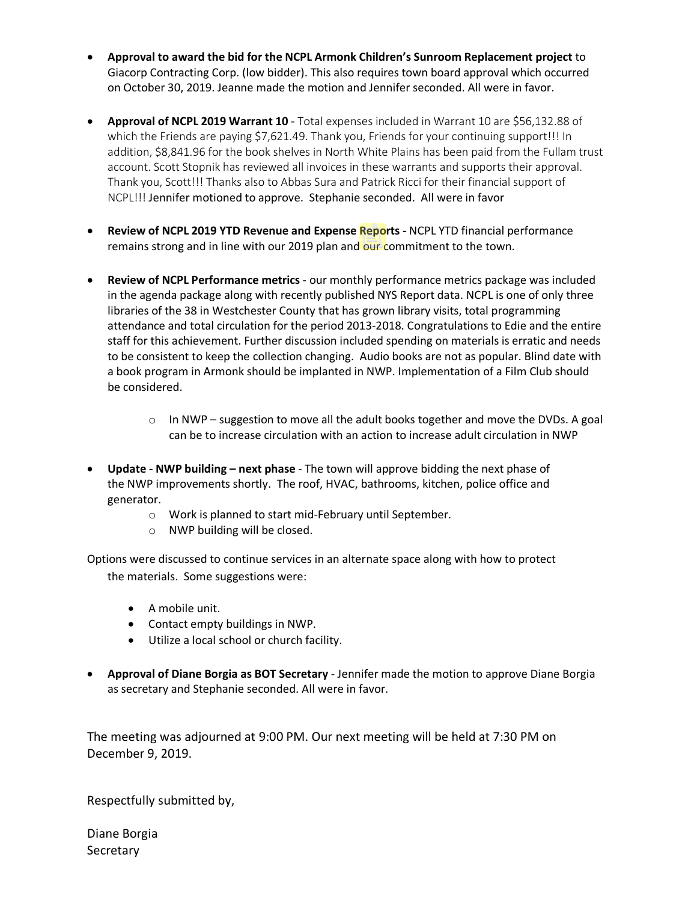- **Approval to award the bid for the NCPL Armonk Children's Sunroom Replacement project** to Giacorp Contracting Corp. (low bidder). This also requires town board approval which occurred on October 30, 2019. Jeanne made the motion and Jennifer seconded. All were in favor.

- **Approval of NCPL 2019 Warrant 10** - Total expenses included in Warrant 10 are $56,132.88 of which the Friends are paying $7,621.49. Thank you, Friends for your continuing support!!! In addition, $8,841.96 for the book shelves in North White Plains has been paid from the Fullam trust account. Scott Stopnik has reviewed all invoices in these warrants and supports their approval. Thank you, Scott!!! Thanks also to Abbas Sura and Patrick Ricci for their financial support of NCPL!!! Jennifer motioned to approve. Stephanie seconded. All were in favor

- **Review of NCPL 2019 YTD Revenue and Expense Reports -** NCPL YTD financial performance remains strong and in line with our 2019 plan and our commitment to the town.

- **Review of NCPL Performance metrics** - our monthly performance metrics package was included in the agenda package along with recently published NYS Report data. NCPL is one of only three libraries of the 38 in Westchester County that has grown library visits, total programming attendance and total circulation for the period 2013-2018. Congratulations to Edie and the entire staff for this achievement. Further discussion included spending on materials is erratic and needs to be consistent to keep the collection changing. Audio books are not as popular. Blind date with a book program in Armonk should be implanted in NWP. Implementation of a Film Club should be considered.
    - In NWP – suggestion to move all the adult books together and move the DVDs. A goal can be to increase circulation with an action to increase adult circulation in NWP

- **Update - NWP building – next phase** - The town will approve bidding the next phase of the NWP improvements shortly. The roof, HVAC, bathrooms, kitchen, police office and generator.
    - Work is planned to start mid-February until September.
    - NWP building will be closed.

Options were discussed to continue services in an alternate space along with how to protect the materials. Some suggestions were:

- A mobile unit.
- Contact empty buildings in NWP.
- Utilize a local school or church facility.

- **Approval of Diane Borgia as BOT Secretary** - Jennifer made the motion to approve Diane Borgia as secretary and Stephanie seconded. All were in favor.

The meeting was adjourned at 9:00 PM. Our next meeting will be held at 7:30 PM on December 9, 2019.

Respectfully submitted by,

Diane Borgia
Secretary